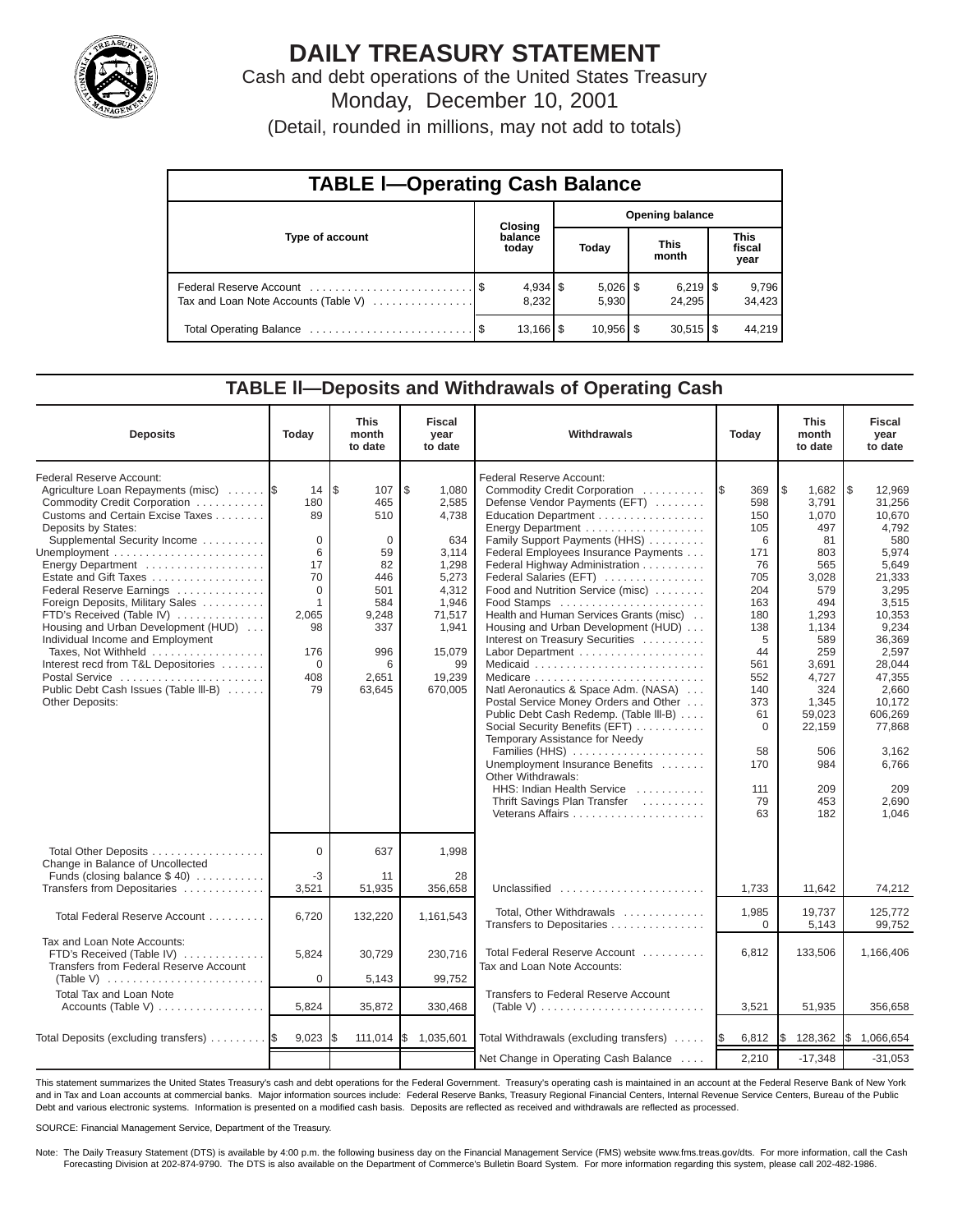# DAILY TREASURY STATEMENT

Cash and debt operations of the United States Treasury

Monday, December 10, 2001

(Detail, rounded in millions, may not add to totals)

## TABLE I—Operating Cash Balance

| Type of account | Closing balance today | Opening balance Today | This month | This fiscal year |
|---|---|---|---|---|
| Federal Reserve Account | $ 4,934 | $ 5,026 | $ 6,219 | $ 9,796 |
| Tax and Loan Note Accounts (Table V) | 8,232 | 5,930 | 24,295 | 34,423 |
| Total Operating Balance | $ 13,166 | $ 10,956 | $ 30,515 | $ 44,219 |

## TABLE II—Deposits and Withdrawals of Operating Cash

| Deposits | Today | This month to date | Fiscal year to date |
|---|---|---|---|
| Federal Reserve Account: | | | |
| Agriculture Loan Repayments (misc) | $ 14 | $ 107 | $ 1,080 |
| Commodity Credit Corporation | 180 | 465 | 2,585 |
| Customs and Certain Excise Taxes | 89 | 510 | 4,738 |
| Deposits by States: | | | |
| Supplemental Security Income | 0 | 0 | 634 |
| Unemployment | 6 | 59 | 3,114 |
| Energy Department | 17 | 82 | 1,298 |
| Estate and Gift Taxes | 70 | 446 | 5,273 |
| Federal Reserve Earnings | 0 | 501 | 4,312 |
| Foreign Deposits, Military Sales | 1 | 584 | 1,946 |
| FTD's Received (Table IV) | 2,065 | 9,248 | 71,517 |
| Housing and Urban Development (HUD) | 98 | 337 | 1,941 |
| Individual Income and Employment Taxes, Not Withheld | 176 | 996 | 15,079 |
| Interest recd from T&L Depositories | 0 | 6 | 99 |
| Postal Service | 408 | 2,651 | 19,239 |
| Public Debt Cash Issues (Table III-B) | 79 | 63,645 | 670,005 |
| Other Deposits: | | | |
| Total Other Deposits | 0 | 637 | 1,998 |
| Change in Balance of Uncollected Funds (closing balance $ 40) | -3 | 11 | 28 |
| Transfers from Depositaries | 3,521 | 51,935 | 356,658 |
| Total Federal Reserve Account | 6,720 | 132,220 | 1,161,543 |
| Tax and Loan Note Accounts: | | | |
| FTD's Received (Table IV) | 5,824 | 30,729 | 230,716 |
| Transfers from Federal Reserve Account (Table V) | 0 | 5,143 | 99,752 |
| Total Tax and Loan Note Accounts (Table V) | 5,824 | 35,872 | 330,468 |
| Total Deposits (excluding transfers) | $ 9,023 | $ 111,014 | $ 1,035,601 |

| Withdrawals | Today | This month to date | Fiscal year to date |
|---|---|---|---|
| Federal Reserve Account: | | | |
| Commodity Credit Corporation | $ 369 | $ 1,682 | $ 12,969 |
| Defense Vendor Payments (EFT) | 598 | 3,791 | 31,256 |
| Education Department | 150 | 1,070 | 10,670 |
| Energy Department | 105 | 497 | 4,792 |
| Family Support Payments (HHS) | 6 | 81 | 580 |
| Federal Employees Insurance Payments | 171 | 803 | 5,974 |
| Federal Highway Administration | 76 | 565 | 5,649 |
| Federal Salaries (EFT) | 705 | 3,028 | 21,333 |
| Food and Nutrition Service (misc) | 204 | 579 | 3,295 |
| Food Stamps | 163 | 494 | 3,515 |
| Health and Human Services Grants (misc) | 180 | 1,293 | 10,353 |
| Housing and Urban Development (HUD) | 138 | 1,134 | 9,234 |
| Interest on Treasury Securities | 5 | 589 | 36,369 |
| Labor Department | 44 | 259 | 2,597 |
| Medicaid | 561 | 3,691 | 28,044 |
| Medicare | 552 | 4,727 | 47,355 |
| Natl Aeronautics & Space Adm. (NASA) | 140 | 324 | 2,660 |
| Postal Service Money Orders and Other | 373 | 1,345 | 10,172 |
| Public Debt Cash Redemp. (Table III-B) | 61 | 59,023 | 606,269 |
| Social Security Benefits (EFT) | 0 | 22,159 | 77,868 |
| Temporary Assistance for Needy Families (HHS) | 58 | 506 | 3,162 |
| Unemployment Insurance Benefits | 170 | 984 | 6,766 |
| Other Withdrawals: | | | |
| HHS: Indian Health Service | 111 | 209 | 209 |
| Thrift Savings Plan Transfer | 79 | 453 | 2,690 |
| Veterans Affairs | 63 | 182 | 1,046 |
| Unclassified | 1,733 | 11,642 | 74,212 |
| Total, Other Withdrawals | 1,985 | 19,737 | 125,772 |
| Transfers to Depositaries | 0 | 5,143 | 99,752 |
| Total Federal Reserve Account | 6,812 | 133,506 | 1,166,406 |
| Tax and Loan Note Accounts: | | | |
| Transfers to Federal Reserve Account (Table V) | 3,521 | 51,935 | 356,658 |
| Total Withdrawals (excluding transfers) | $ 6,812 | $ 128,362 | $ 1,066,654 |
| Net Change in Operating Cash Balance | 2,210 | -17,348 | -31,053 |

This statement summarizes the United States Treasury's cash and debt operations for the Federal Government. Treasury's operating cash is maintained in an account at the Federal Reserve Bank of New York and in Tax and Loan accounts at commercial banks. Major information sources include: Federal Reserve Banks, Treasury Regional Financial Centers, Internal Revenue Service Centers, Bureau of the Public Debt and various electronic systems. Information is presented on a modified cash basis. Deposits are reflected as received and withdrawals are reflected as processed.

SOURCE: Financial Management Service, Department of the Treasury.

Note: The Daily Treasury Statement (DTS) is available by 4:00 p.m. the following business day on the Financial Management Service (FMS) website www.fms.treas.gov/dts. For more information, call the Cash Forecasting Division at 202-874-9790. The DTS is also available on the Department of Commerce's Bulletin Board System. For more information regarding this system, please call 202-482-1986.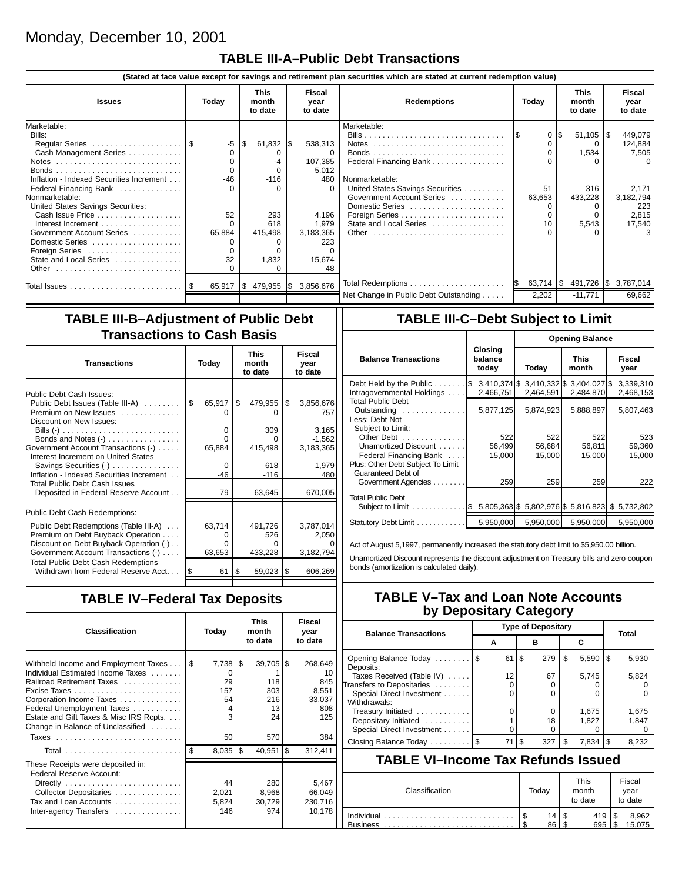Monday, December 10, 2001

## TABLE III-A–Public Debt Transactions

(Stated at face value except for savings and retirement plan securities which are stated at current redemption value)

| Issues | Today | This month to date | Fiscal year to date | Redemptions | Today | This month to date | Fiscal year to date |
|---|---|---|---|---|---|---|---|
| Marketable: | | | | Marketable: | | | |
| Bills: | | | | Bills | $ 0 | $ 51,105 | $ 449,079 |
| Regular Series | $ -5 | $ 61,832 | $ 538,313 | Notes | 0 | 0 | 124,884 |
| Cash Management Series | 0 | 0 | 0 | Bonds | 0 | 1,534 | 7,505 |
| Notes | 0 | -4 | 107,385 | Federal Financing Bank | 0 | 0 | 0 |
| Bonds | 0 | 0 | 5,012 | | | | |
| Inflation - Indexed Securities Increment | -46 | -116 | 480 | Nonmarketable: | | | |
| Federal Financing Bank | 0 | 0 | 0 | United States Savings Securities | 51 | 316 | 2,171 |
| Nonmarketable: | | | | Government Account Series | 63,653 | 433,228 | 3,182,794 |
| United States Savings Securities: | | | | Domestic Series | 0 | 0 | 223 |
| Cash Issue Price | 52 | 293 | 4,196 | Foreign Series | 0 | 0 | 2,815 |
| Interest Increment | 0 | 618 | 1,979 | State and Local Series | 10 | 5,543 | 17,540 |
| Government Account Series | 65,884 | 415,498 | 3,183,365 | Other | 0 | 0 | 3 |
| Domestic Series | 0 | 0 | 223 | | | | |
| Foreign Series | 0 | 0 | 0 | | | | |
| State and Local Series | 32 | 1,832 | 15,674 | | | | |
| Other | 0 | 0 | 48 | | | | |
| Total Issues | $ 65,917 | $ 479,955 | $ 3,856,676 | Total Redemptions | $ 63,714 | $ 491,726 | $ 3,787,014 |
| | | | | Net Change in Public Debt Outstanding | 2,202 | -11,771 | 69,662 |

## TABLE III-B–Adjustment of Public Debt Transactions to Cash Basis

| Transactions | Today | This month to date | Fiscal year to date |
|---|---|---|---|
| Public Debt Cash Issues: | | | |
| Public Debt Issues (Table III-A) | $ 65,917 | $ 479,955 | $ 3,856,676 |
| Premium on New Issues | 0 | 0 | 757 |
| Discount on New Issues: | | | |
| Bills (-) | 0 | 309 | 3,165 |
| Bonds and Notes (-) | 0 | 0 | -1,562 |
| Government Account Transactions (-) | 65,884 | 415,498 | 3,183,365 |
| Interest Increment on United States Savings Securities (-) | 0 | 618 | 1,979 |
| Inflation - Indexed Securities Increment | -46 | -116 | 480 |
| Total Public Debt Cash Issues Deposited in Federal Reserve Account | 79 | 63,645 | 670,005 |
| Public Debt Cash Redemptions: | | | |
| Public Debt Redemptions (Table III-A) | 63,714 | 491,726 | 3,787,014 |
| Premium on Debt Buyback Operation | 0 | 526 | 2,050 |
| Discount on Debt Buyback Operation (-) | 0 | 0 | 0 |
| Government Account Transactions (-) | 63,653 | 433,228 | 3,182,794 |
| Total Public Debt Cash Redemptions Withdrawn from Federal Reserve Acct. | $ 61 | $ 59,023 | $ 606,269 |

## TABLE III-C–Debt Subject to Limit

| Balance Transactions | Closing balance today | Opening Balance Today | Opening Balance This month | Opening Balance Fiscal year |
|---|---|---|---|---|
| Debt Held by the Public | $ 3,410,374 | $ 3,410,332 | $ 3,404,027 | $ 3,339,310 |
| Intragovernmental Holdings | 2,466,751 | 2,464,591 | 2,484,870 | 2,468,153 |
| Total Public Debt Outstanding | 5,877,125 | 5,874,923 | 5,888,897 | 5,807,463 |
| Less: Debt Not Subject to Limit: | | | | |
| Other Debt | 522 | 522 | 522 | 523 |
| Unamortized Discount | 56,499 | 56,684 | 56,811 | 59,360 |
| Federal Financing Bank | 15,000 | 15,000 | 15,000 | 15,000 |
| Plus: Other Debt Subject To Limit Guaranteed Debt of Government Agencies | 259 | 259 | 259 | 222 |
| Total Public Debt Subject to Limit | $ 5,805,363 | $ 5,802,976 | $ 5,816,823 | $ 5,732,802 |
| Statutory Debt Limit | 5,950,000 | 5,950,000 | 5,950,000 | 5,950,000 |

Act of August 5,1997, permanently increased the statutory debt limit to $5,950.00 billion.

Unamortized Discount represents the discount adjustment on Treasury bills and zero-coupon bonds (amortization is calculated daily).

## TABLE IV–Federal Tax Deposits

| Classification | Today | This month to date | Fiscal year to date |
|---|---|---|---|
| Withheld Income and Employment Taxes | $ 7,738 | $ 39,705 | $ 268,649 |
| Individual Estimated Income Taxes | 0 | 1 | 10 |
| Railroad Retirement Taxes | 29 | 118 | 845 |
| Excise Taxes | 157 | 303 | 8,551 |
| Corporation Income Taxes | 54 | 216 | 33,037 |
| Federal Unemployment Taxes | 4 | 13 | 808 |
| Estate and Gift Taxes & Misc IRS Rcpts. | 3 | 24 | 125 |
| Change in Balance of Unclassified Taxes | 50 | 570 | 384 |
| Total | $ 8,035 | $ 40,951 | $ 312,411 |
| These Receipts were deposited in: | | | |
| Federal Reserve Account: | | | |
| Directly | 44 | 280 | 5,467 |
| Collector Depositaries | 2,021 | 8,968 | 66,049 |
| Tax and Loan Accounts | 5,824 | 30,729 | 230,716 |
| Inter-agency Transfers | 146 | 974 | 10,178 |

## TABLE V–Tax and Loan Note Accounts by Depositary Category

| Balance Transactions | Type of Depositary A | Type of Depositary B | Type of Depositary C | Total |
|---|---|---|---|---|
| Opening Balance Today | $ 61 | $ 279 | $ 5,590 | $ 5,930 |
| Deposits: | | | | |
| Taxes Received (Table IV) | 12 | 67 | 5,745 | 5,824 |
| Transfers to Depositaries | 0 | 0 | 0 | 0 |
| Special Direct Investment | 0 | 0 | 0 | 0 |
| Withdrawals: | | | | |
| Treasury Initiated | 0 | 0 | 1,675 | 1,675 |
| Depositary Initiated | 1 | 18 | 1,827 | 1,847 |
| Special Direct Investment | 0 | 0 | 0 | 0 |
| Closing Balance Today | $ 71 | $ 327 | $ 7,834 | $ 8,232 |

## TABLE VI–Income Tax Refunds Issued

| Classification | Today | This month to date | Fiscal year to date |
|---|---|---|---|
| Individual | $ 14 | $ 419 | $ 8,962 |
| Business | $ 86 | $ 695 | $ 15,075 |